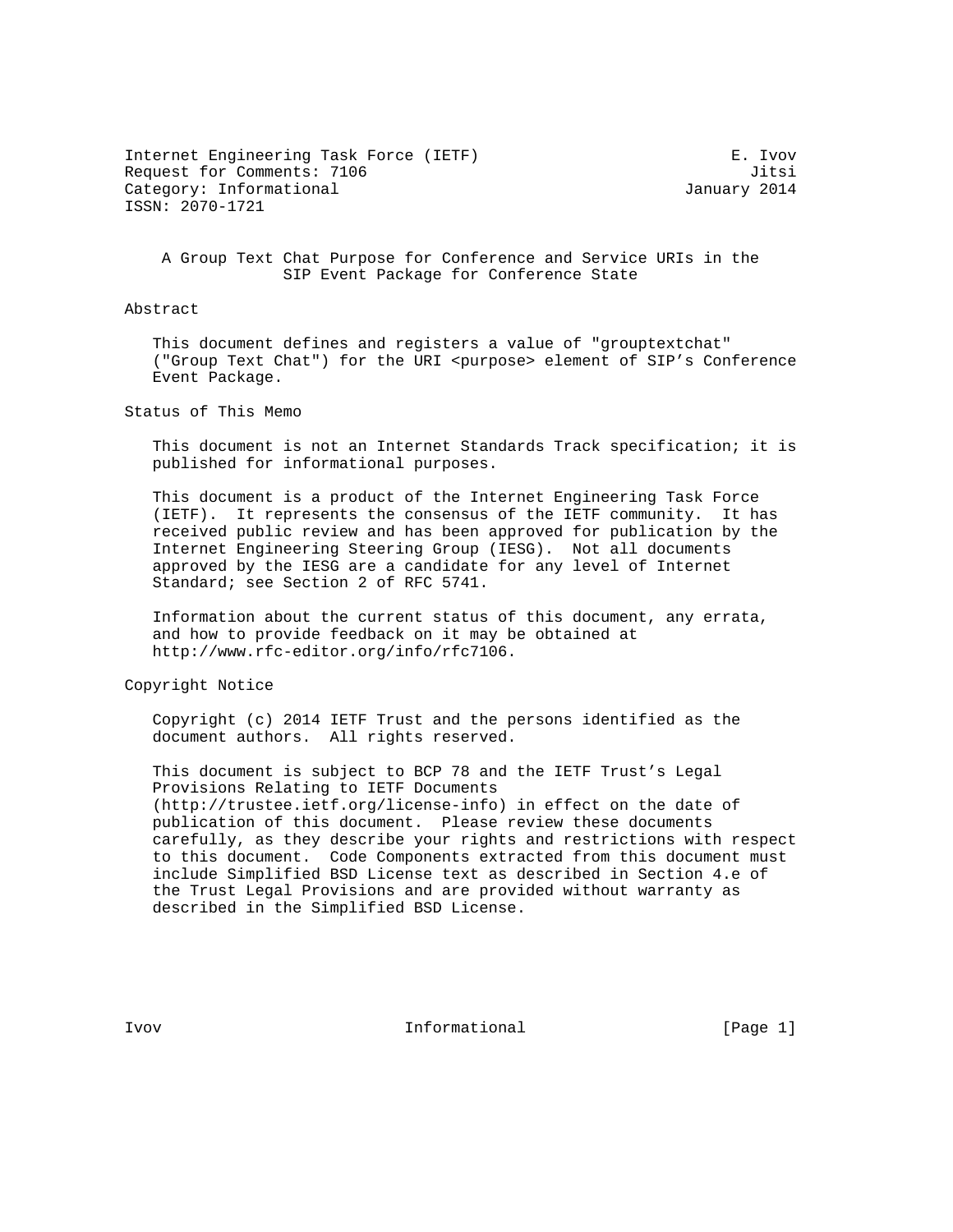Internet Engineering Task Force (IETF) E. Ivov
Request for Comments: 7106 Jitsi
Category: Informational January 2014
ISSN: 2070-1721

# A Group Text Chat Purpose for Conference and Service URIs in the SIP Event Package for Conference State

## Abstract

This document defines and registers a value of "grouptextchat" ("Group Text Chat") for the URI <purpose> element of SIP's Conference Event Package.

## Status of This Memo

This document is not an Internet Standards Track specification; it is published for informational purposes.

This document is a product of the Internet Engineering Task Force (IETF). It represents the consensus of the IETF community. It has received public review and has been approved for publication by the Internet Engineering Steering Group (IESG). Not all documents approved by the IESG are a candidate for any level of Internet Standard; see Section 2 of RFC 5741.

Information about the current status of this document, any errata, and how to provide feedback on it may be obtained at http://www.rfc-editor.org/info/rfc7106.

## Copyright Notice

Copyright (c) 2014 IETF Trust and the persons identified as the document authors. All rights reserved.

This document is subject to BCP 78 and the IETF Trust's Legal Provisions Relating to IETF Documents (http://trustee.ietf.org/license-info) in effect on the date of publication of this document. Please review these documents carefully, as they describe your rights and restrictions with respect to this document. Code Components extracted from this document must include Simplified BSD License text as described in Section 4.e of the Trust Legal Provisions and are provided without warranty as described in the Simplified BSD License.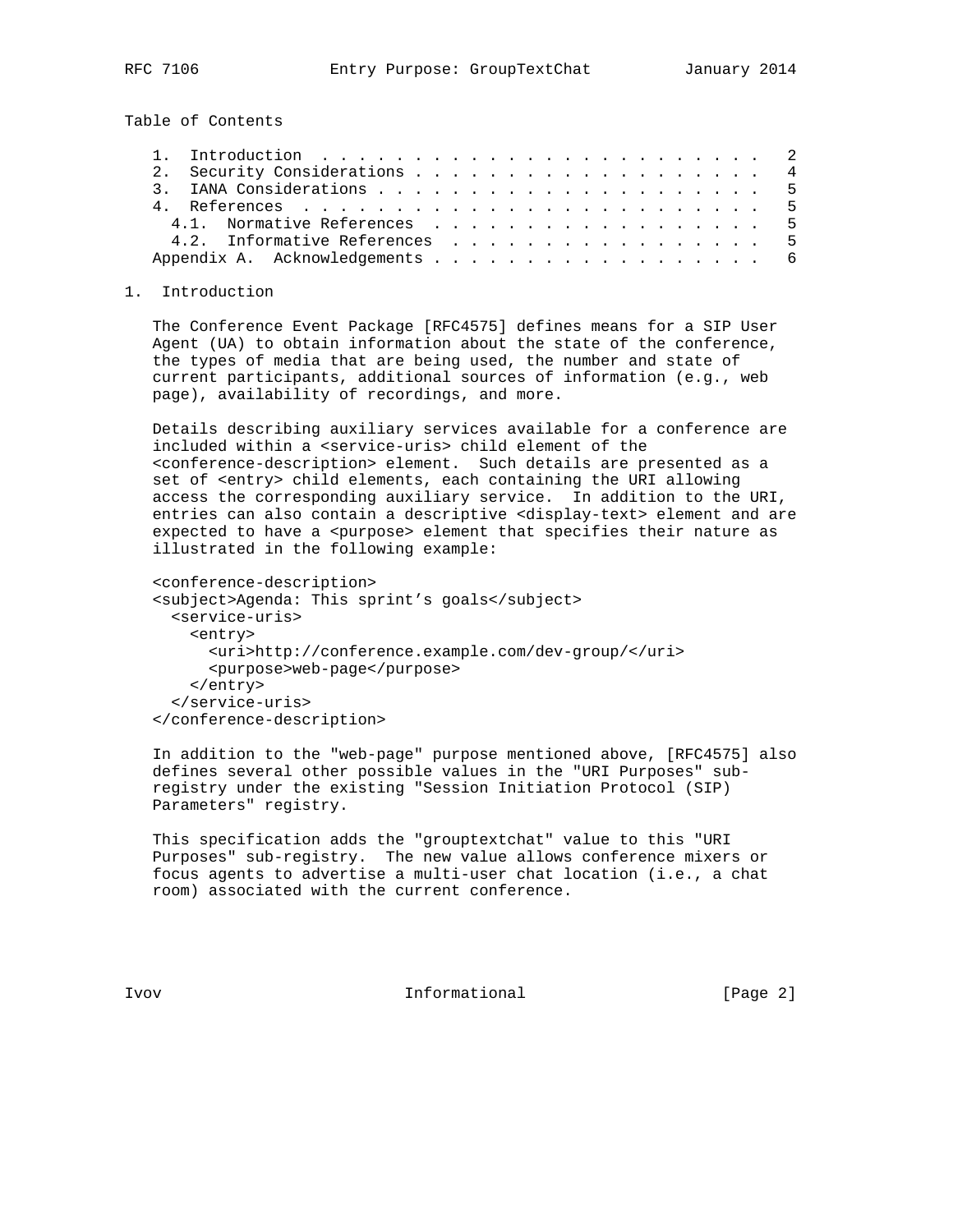Table of Contents

```
   1.  Introduction . . . . . . . . . . . . . . . . . . . . . . . . .   2
   2.  Security Considerations . . . . . . . . . . . . . . . . . . .   4
   3.  IANA Considerations . . . . . . . . . . . . . . . . . . . . .   5
   4.  References  . . . . . . . . . . . . . . . . . . . . . . . . .   5
     4.1.  Normative References  . . . . . . . . . . . . . . . . . .   5
     4.2.  Informative References  . . . . . . . . . . . . . . . . .   5
   Appendix A.  Acknowledgements . . . . . . . . . . . . . . . . . .   6
```

## 1. Introduction

The Conference Event Package [RFC4575] defines means for a SIP User Agent (UA) to obtain information about the state of the conference, the types of media that are being used, the number and state of current participants, additional sources of information (e.g., web page), availability of recordings, and more.

Details describing auxiliary services available for a conference are included within a <service-uris> child element of the <conference-description> element. Such details are presented as a set of <entry> child elements, each containing the URI allowing access the corresponding auxiliary service. In addition to the URI, entries can also contain a descriptive <display-text> element and are expected to have a <purpose> element that specifies their nature as illustrated in the following example:

```
<conference-description>
<subject>Agenda: This sprint’s goals</subject>
  <service-uris>
    <entry>
      <uri>http://conference.example.com/dev-group/</uri>
      <purpose>web-page</purpose>
    </entry>
  </service-uris>
</conference-description>
```

In addition to the "web-page" purpose mentioned above, [RFC4575] also defines several other possible values in the "URI Purposes" sub-registry under the existing "Session Initiation Protocol (SIP) Parameters" registry.

This specification adds the "grouptextchat" value to this "URI Purposes" sub-registry. The new value allows conference mixers or focus agents to advertise a multi-user chat location (i.e., a chat room) associated with the current conference.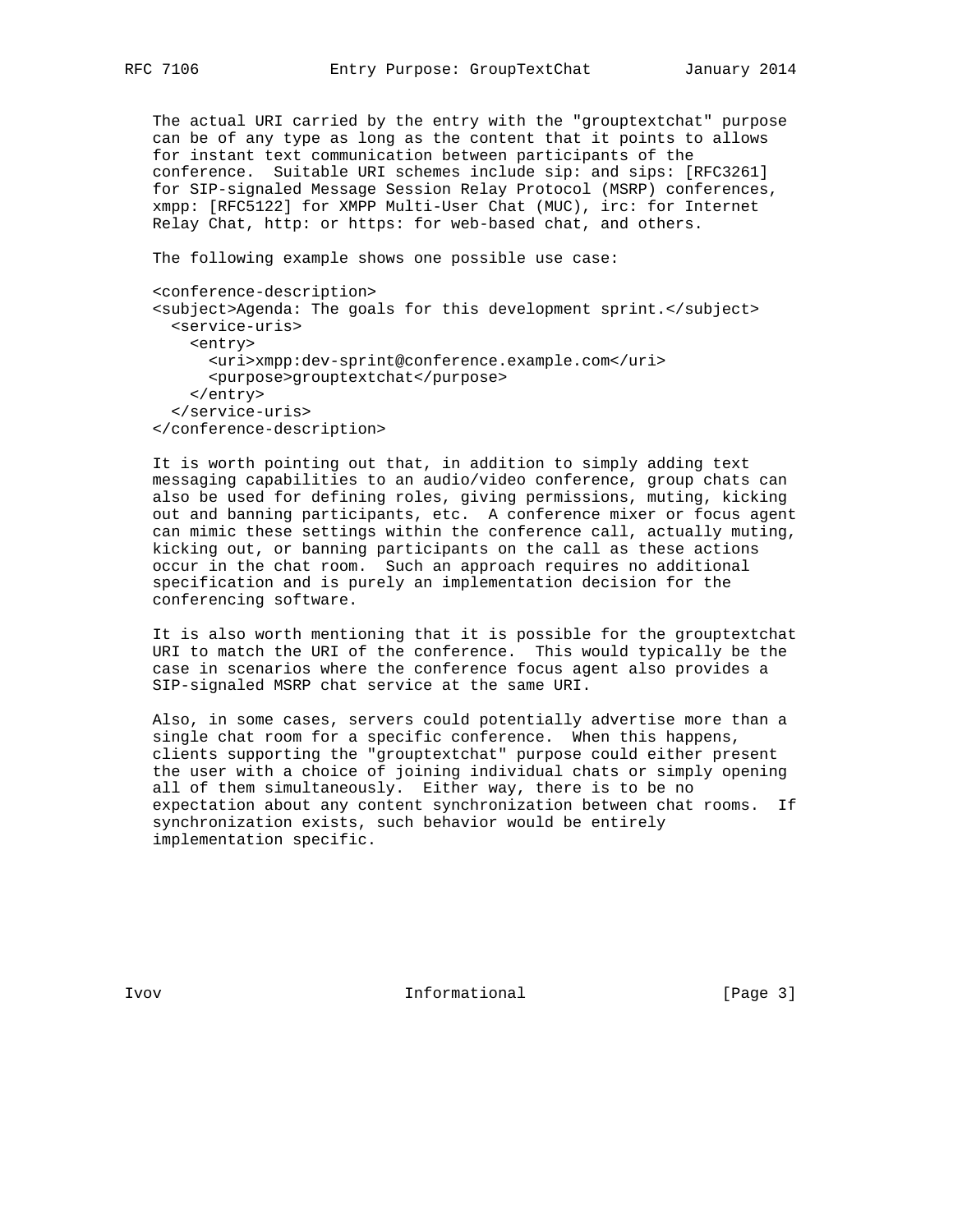The actual URI carried by the entry with the "grouptextchat" purpose can be of any type as long as the content that it points to allows for instant text communication between participants of the conference. Suitable URI schemes include sip: and sips: [RFC3261] for SIP-signaled Message Session Relay Protocol (MSRP) conferences, xmpp: [RFC5122] for XMPP Multi-User Chat (MUC), irc: for Internet Relay Chat, http: or https: for web-based chat, and others.

The following example shows one possible use case:

```
<conference-description>
<subject>Agenda: The goals for this development sprint.</subject>
  <service-uris>
    <entry>
      <uri>xmpp:dev-sprint@conference.example.com</uri>
      <purpose>grouptextchat</purpose>
    </entry>
  </service-uris>
</conference-description>
```

It is worth pointing out that, in addition to simply adding text messaging capabilities to an audio/video conference, group chats can also be used for defining roles, giving permissions, muting, kicking out and banning participants, etc. A conference mixer or focus agent can mimic these settings within the conference call, actually muting, kicking out, or banning participants on the call as these actions occur in the chat room. Such an approach requires no additional specification and is purely an implementation decision for the conferencing software.

It is also worth mentioning that it is possible for the grouptextchat URI to match the URI of the conference. This would typically be the case in scenarios where the conference focus agent also provides a SIP-signaled MSRP chat service at the same URI.

Also, in some cases, servers could potentially advertise more than a single chat room for a specific conference. When this happens, clients supporting the "grouptextchat" purpose could either present the user with a choice of joining individual chats or simply opening all of them simultaneously. Either way, there is to be no expectation about any content synchronization between chat rooms. If synchronization exists, such behavior would be entirely implementation specific.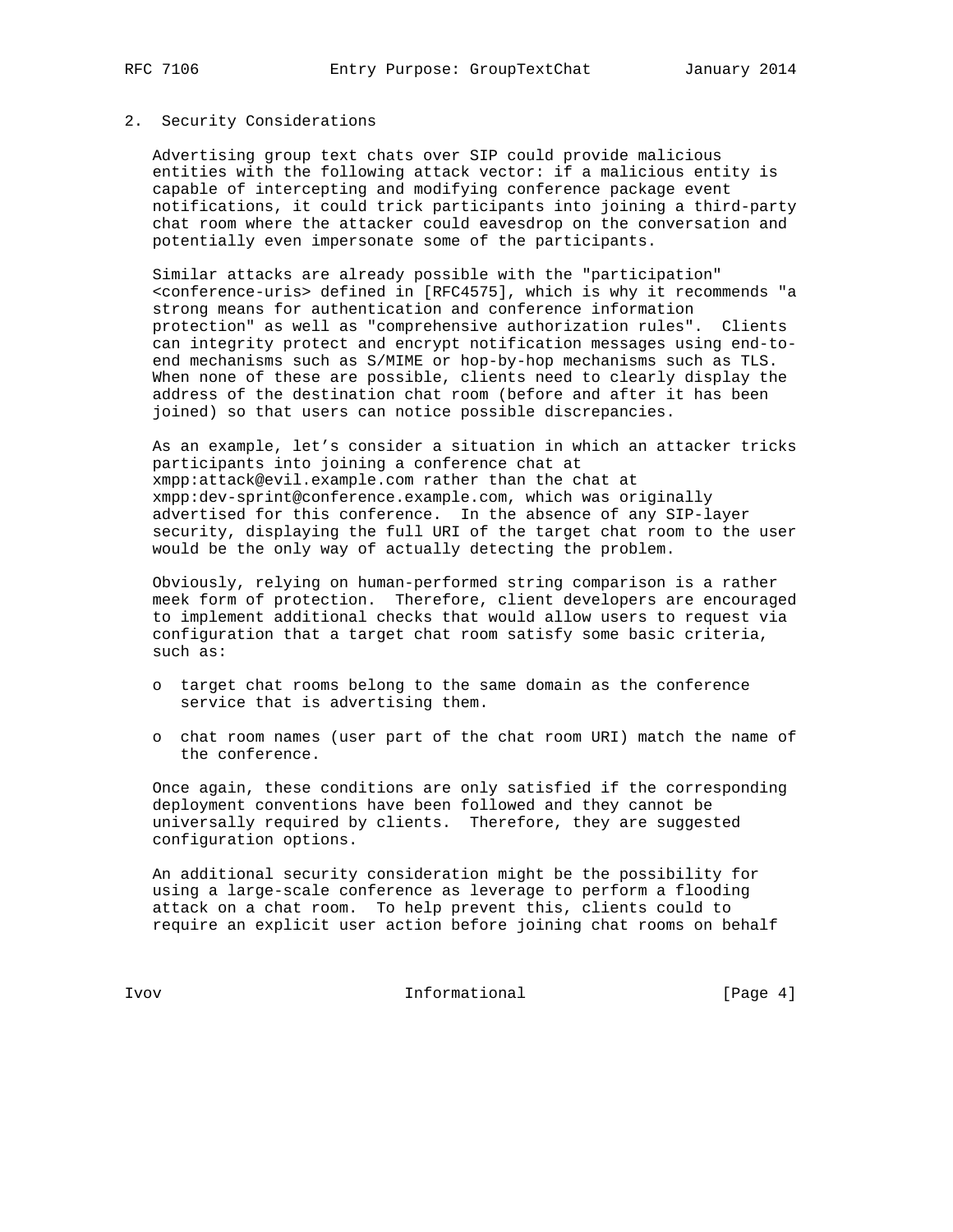## 2. Security Considerations

Advertising group text chats over SIP could provide malicious entities with the following attack vector: if a malicious entity is capable of intercepting and modifying conference package event notifications, it could trick participants into joining a third-party chat room where the attacker could eavesdrop on the conversation and potentially even impersonate some of the participants.

Similar attacks are already possible with the "participation" <conference-uris> defined in [RFC4575], which is why it recommends "a strong means for authentication and conference information protection" as well as "comprehensive authorization rules". Clients can integrity protect and encrypt notification messages using end-to-end mechanisms such as S/MIME or hop-by-hop mechanisms such as TLS. When none of these are possible, clients need to clearly display the address of the destination chat room (before and after it has been joined) so that users can notice possible discrepancies.

As an example, let's consider a situation in which an attacker tricks participants into joining a conference chat at xmpp:attack@evil.example.com rather than the chat at xmpp:dev-sprint@conference.example.com, which was originally advertised for this conference. In the absence of any SIP-layer security, displaying the full URI of the target chat room to the user would be the only way of actually detecting the problem.

Obviously, relying on human-performed string comparison is a rather meek form of protection. Therefore, client developers are encouraged to implement additional checks that would allow users to request via configuration that a target chat room satisfy some basic criteria, such as:

- target chat rooms belong to the same domain as the conference service that is advertising them.
- chat room names (user part of the chat room URI) match the name of the conference.

Once again, these conditions are only satisfied if the corresponding deployment conventions have been followed and they cannot be universally required by clients. Therefore, they are suggested configuration options.

An additional security consideration might be the possibility for using a large-scale conference as leverage to perform a flooding attack on a chat room. To help prevent this, clients could to require an explicit user action before joining chat rooms on behalf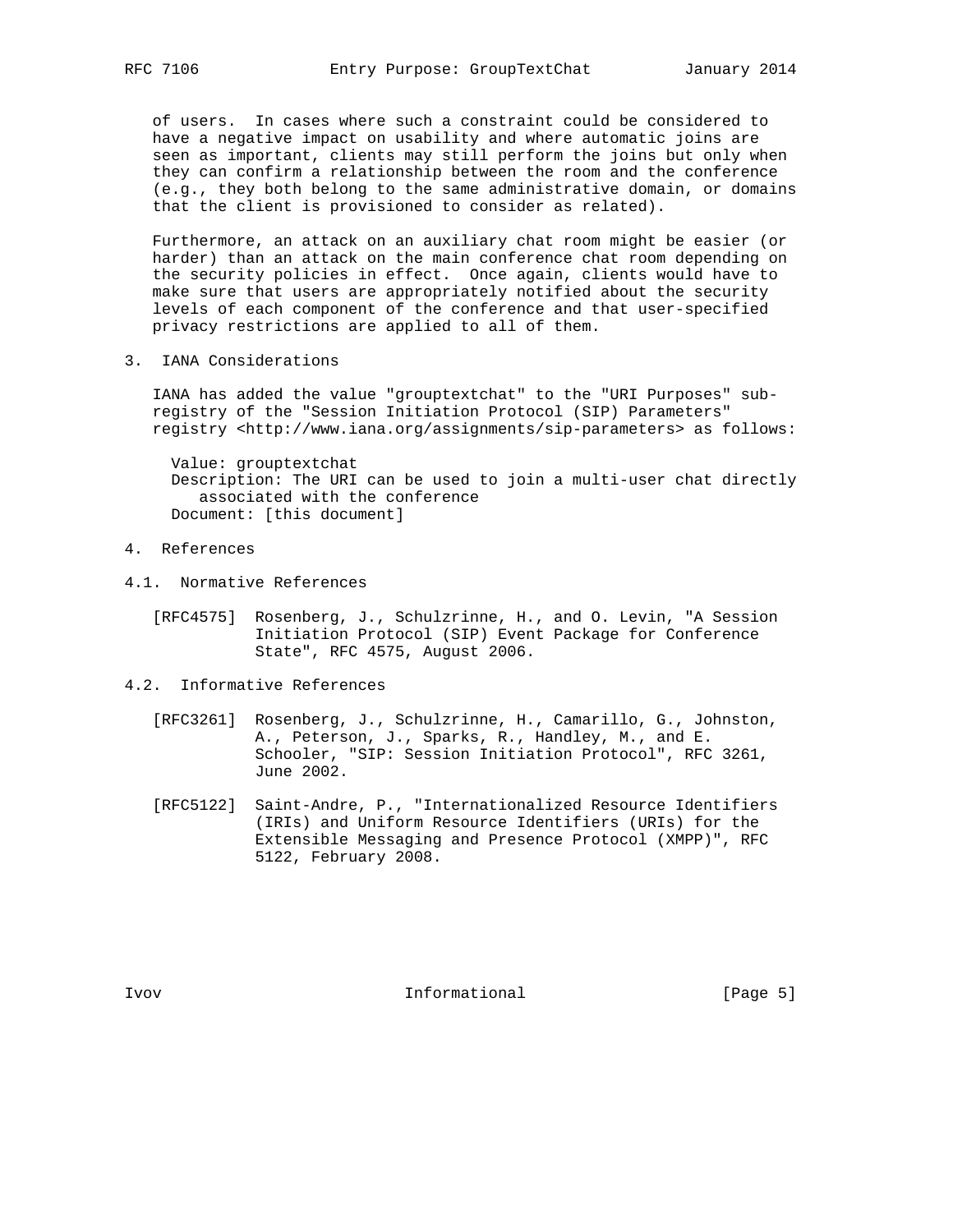of users. In cases where such a constraint could be considered to have a negative impact on usability and where automatic joins are seen as important, clients may still perform the joins but only when they can confirm a relationship between the room and the conference (e.g., they both belong to the same administrative domain, or domains that the client is provisioned to consider as related).

Furthermore, an attack on an auxiliary chat room might be easier (or harder) than an attack on the main conference chat room depending on the security policies in effect. Once again, clients would have to make sure that users are appropriately notified about the security levels of each component of the conference and that user-specified privacy restrictions are applied to all of them.

## 3. IANA Considerations

IANA has added the value "grouptextchat" to the "URI Purposes" sub-registry of the "Session Initiation Protocol (SIP) Parameters" registry <http://www.iana.org/assignments/sip-parameters> as follows:

```
  Value: grouptextchat
  Description: The URI can be used to join a multi-user chat directly
     associated with the conference
  Document: [this document]
```

## 4. References

### 4.1. Normative References

[RFC4575] Rosenberg, J., Schulzrinne, H., and O. Levin, "A Session Initiation Protocol (SIP) Event Package for Conference State", RFC 4575, August 2006.

### 4.2. Informative References

[RFC3261] Rosenberg, J., Schulzrinne, H., Camarillo, G., Johnston, A., Peterson, J., Sparks, R., Handley, M., and E. Schooler, "SIP: Session Initiation Protocol", RFC 3261, June 2002.

[RFC5122] Saint-Andre, P., "Internationalized Resource Identifiers (IRIs) and Uniform Resource Identifiers (URIs) for the Extensible Messaging and Presence Protocol (XMPP)", RFC 5122, February 2008.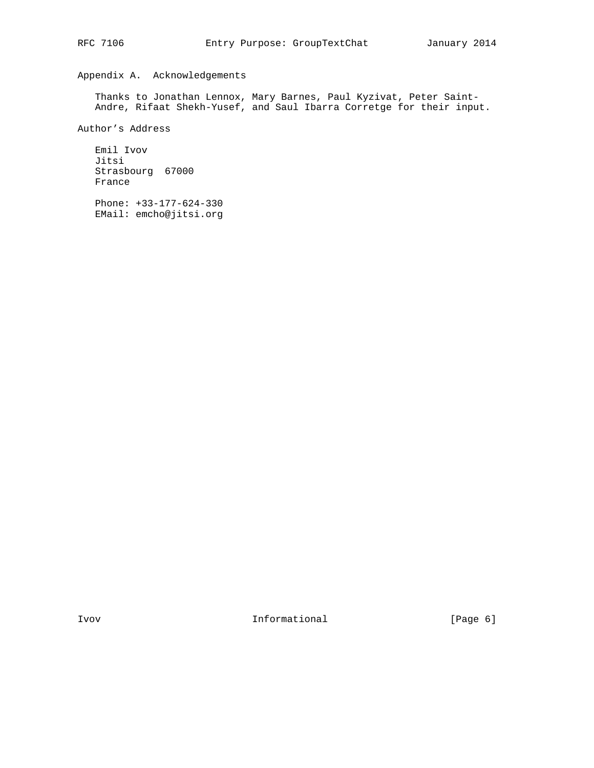## Appendix A.  Acknowledgements

Thanks to Jonathan Lennox, Mary Barnes, Paul Kyzivat, Peter Saint-Andre, Rifaat Shekh-Yusef, and Saul Ibarra Corretge for their input.

## Author's Address

Emil Ivov
Jitsi
Strasbourg  67000
France

Phone: +33-177-624-330
EMail: emcho@jitsi.org